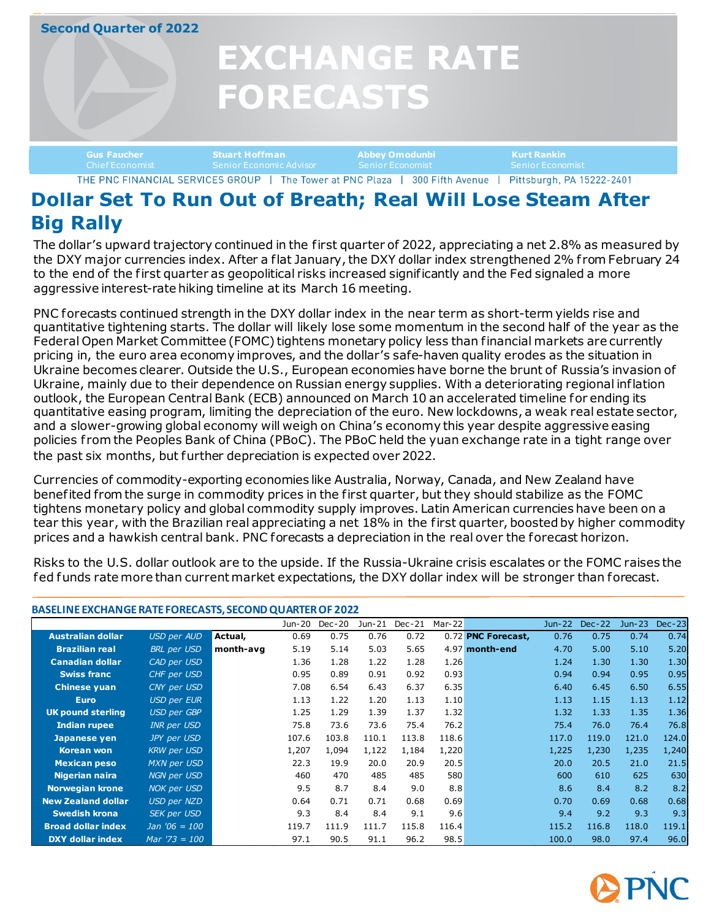Second Quarter of 2022

# EXCHANGE RATE FORECASTS

**Gus Faucher** Chief Economist | **Stuart Hoffman** Senior Economic Advisor | **Abbey Omodunbi** Senior Economist | **Kurt Rankin** Senior Economist

THE PNC FINANCIAL SERVICES GROUP | The Tower at PNC Plaza | 300 Fifth Avenue | Pittsburgh, PA 15222-2401

## Dollar Set To Run Out of Breath; Real Will Lose Steam After Big Rally

The dollar's upward trajectory continued in the first quarter of 2022, appreciating a net 2.8% as measured by the DXY major currencies index. After a flat January, the DXY dollar index strengthened 2% from February 24 to the end of the first quarter as geopolitical risks increased significantly and the Fed signaled a more aggressive interest-rate hiking timeline at its March 16 meeting.

PNC forecasts continued strength in the DXY dollar index in the near term as short-term yields rise and quantitative tightening starts. The dollar will likely lose some momentum in the second half of the year as the Federal Open Market Committee (FOMC) tightens monetary policy less than financial markets are currently pricing in, the euro area economy improves, and the dollar's safe-haven quality erodes as the situation in Ukraine becomes clearer. Outside the U.S., European economies have borne the brunt of Russia's invasion of Ukraine, mainly due to their dependence on Russian energy supplies. With a deteriorating regional inflation outlook, the European Central Bank (ECB) announced on March 10 an accelerated timeline for ending its quantitative easing program, limiting the depreciation of the euro. New lockdowns, a weak real estate sector, and a slower-growing global economy will weigh on China's economy this year despite aggressive easing policies from the Peoples Bank of China (PBoC). The PBoC held the yuan exchange rate in a tight range over the past six months, but further depreciation is expected over 2022.

Currencies of commodity-exporting economies like Australia, Norway, Canada, and New Zealand have benefited from the surge in commodity prices in the first quarter, but they should stabilize as the FOMC tightens monetary policy and global commodity supply improves. Latin American currencies have been on a tear this year, with the Brazilian real appreciating a net 18% in the first quarter, boosted by higher commodity prices and a hawkish central bank. PNC forecasts a depreciation in the real over the forecast horizon.

Risks to the U.S. dollar outlook are to the upside. If the Russia-Ukraine crisis escalates or the FOMC raises the fed funds rate more than current market expectations, the DXY dollar index will be stronger than forecast.

**BASELINE EXCHANGE RATE FORECASTS, SECOND QUARTER OF 2022**

| | | | Jun-20 | Dec-20 | Jun-21 | Dec-21 | Mar-22 | | Jun-22 | Dec-22 | Jun-23 | Dec-23 |
|---|---|---|---|---|---|---|---|---|---|---|---|---|
| **Australian dollar** | *USD per AUD* | **Actual,** | 0.69 | 0.75 | 0.76 | 0.72 | 0.72 | **PNC Forecast,** | 0.76 | 0.75 | 0.74 | 0.74 |
| **Brazilian real** | *BRL per USD* | **month-avg** | 5.19 | 5.14 | 5.03 | 5.65 | 4.97 | **month-end** | 4.70 | 5.00 | 5.10 | 5.20 |
| **Canadian dollar** | *CAD per USD* | | 1.36 | 1.28 | 1.22 | 1.28 | 1.26 | | 1.24 | 1.30 | 1.30 | 1.30 |
| **Swiss franc** | *CHF per USD* | | 0.95 | 0.89 | 0.91 | 0.92 | 0.93 | | 0.94 | 0.94 | 0.95 | 0.95 |
| **Chinese yuan** | *CNY per USD* | | 7.08 | 6.54 | 6.43 | 6.37 | 6.35 | | 6.40 | 6.45 | 6.50 | 6.55 |
| **Euro** | *USD per EUR* | | 1.13 | 1.22 | 1.20 | 1.13 | 1.10 | | 1.13 | 1.15 | 1.13 | 1.12 |
| **UK pound sterling** | *USD per GBP* | | 1.25 | 1.29 | 1.39 | 1.37 | 1.32 | | 1.32 | 1.33 | 1.35 | 1.36 |
| **Indian rupee** | *INR per USD* | | 75.8 | 73.6 | 73.6 | 75.4 | 76.2 | | 75.4 | 76.0 | 76.4 | 76.8 |
| **Japanese yen** | *JPY per USD* | | 107.6 | 103.8 | 110.1 | 113.8 | 118.6 | | 117.0 | 119.0 | 121.0 | 124.0 |
| **Korean won** | *KRW per USD* | | 1,207 | 1,094 | 1,122 | 1,184 | 1,220 | | 1,225 | 1,230 | 1,235 | 1,240 |
| **Mexican peso** | *MXN per USD* | | 22.3 | 19.9 | 20.0 | 20.9 | 20.5 | | 20.0 | 20.5 | 21.0 | 21.5 |
| **Nigerian naira** | *NGN per USD* | | 460 | 470 | 485 | 485 | 580 | | 600 | 610 | 625 | 630 |
| **Norwegian krone** | *NOK per USD* | | 9.5 | 8.7 | 8.4 | 9.0 | 8.8 | | 8.6 | 8.4 | 8.2 | 8.2 |
| **New Zealand dollar** | *USD per NZD* | | 0.64 | 0.71 | 0.71 | 0.68 | 0.69 | | 0.70 | 0.69 | 0.68 | 0.68 |
| **Swedish krona** | *SEK per USD* | | 9.3 | 8.4 | 8.4 | 9.1 | 9.6 | | 9.4 | 9.2 | 9.3 | 9.3 |
| **Broad dollar index** | *Jan '06 = 100* | | 119.7 | 111.9 | 111.7 | 115.8 | 116.4 | | 115.2 | 116.8 | 118.0 | 119.1 |
| **DXY dollar index** | *Mar '73 = 100* | | 97.1 | 90.5 | 91.1 | 96.2 | 98.5 | | 100.0 | 98.0 | 97.4 | 96.0 |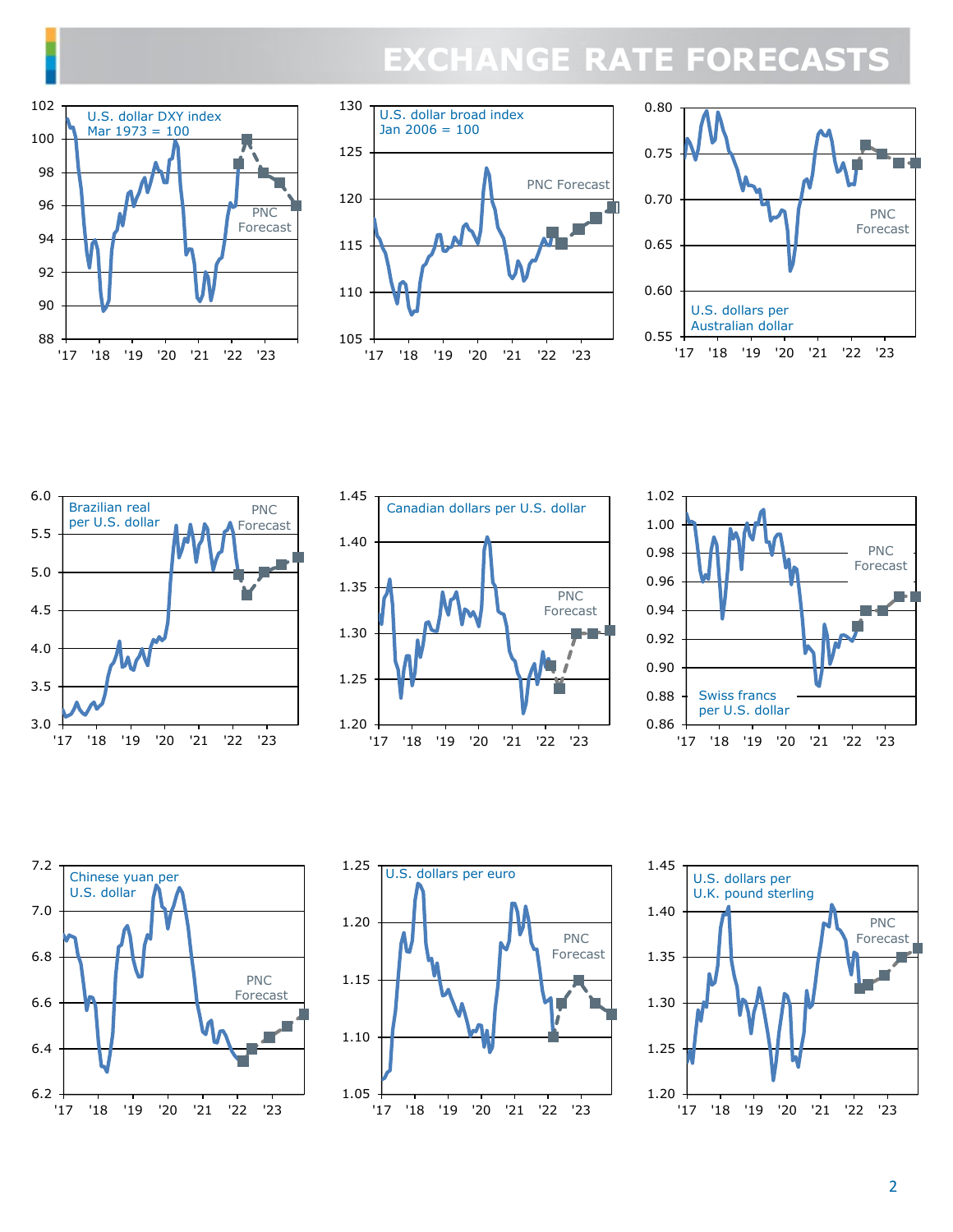# EXCHANGE RATE FORECASTS

U.S. dollar DXY index
Mar 1973 = 100

PNC Forecast

U.S. dollar broad index
Jan 2006 = 100

PNC Forecast

U.S. dollars per Australian dollar

PNC Forecast

Brazilian real per U.S. dollar

PNC Forecast

Canadian dollars per U.S. dollar

PNC Forecast

Swiss francs per U.S. dollar

PNC Forecast

Chinese yuan per U.S. dollar

PNC Forecast

U.S. dollars per euro

PNC Forecast

U.S. dollars per U.K. pound sterling

PNC Forecast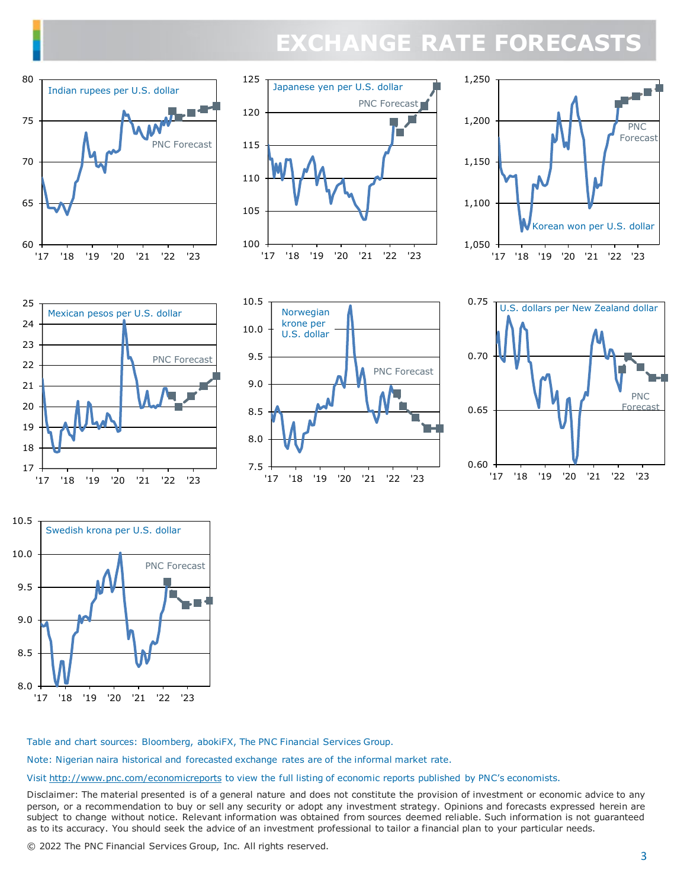# EXCHANGE RATE FORECASTS

Indian rupees per U.S. dollar

PNC Forecast

80
75
70
65
60

'17 '18 '19 '20 '21 '22 '23

Japanese yen per U.S. dollar

PNC Forecast

125
120
115
110
105
100

'17 '18 '19 '20 '21 '22 '23

Korean won per U.S. dollar

PNC Forecast

1,250
1,200
1,150
1,100
1,050

'17 '18 '19 '20 '21 '22 '23

Mexican pesos per U.S. dollar

PNC Forecast

25
24
23
22
21
20
19
18
17

'17 '18 '19 '20 '21 '22 '23

Norwegian krone per U.S. dollar

PNC Forecast

10.5
10.0
9.5
9.0
8.5
8.0
7.5

'17 '18 '19 '20 '21 '22 '23

U.S. dollars per New Zealand dollar

PNC Forecast

0.75
0.70
0.65
0.60

'17 '18 '19 '20 '21 '22 '23

Swedish krona per U.S. dollar

PNC Forecast

10.5
10.0
9.5
9.0
8.5
8.0

'17 '18 '19 '20 '21 '22 '23

Table and chart sources: Bloomberg, abokiFX, The PNC Financial Services Group.

Note: Nigerian naira historical and forecasted exchange rates are of the informal market rate.

Visit http://www.pnc.com/economicreports to view the full listing of economic reports published by PNC's economists.

Disclaimer: The material presented is of a general nature and does not constitute the provision of investment or economic advice to any person, or a recommendation to buy or sell any security or adopt any investment strategy. Opinions and forecasts expressed herein are subject to change without notice. Relevant information was obtained from sources deemed reliable. Such information is not guaranteed as to its accuracy. You should seek the advice of an investment professional to tailor a financial plan to your particular needs.

© 2022 The PNC Financial Services Group, Inc. All rights reserved.